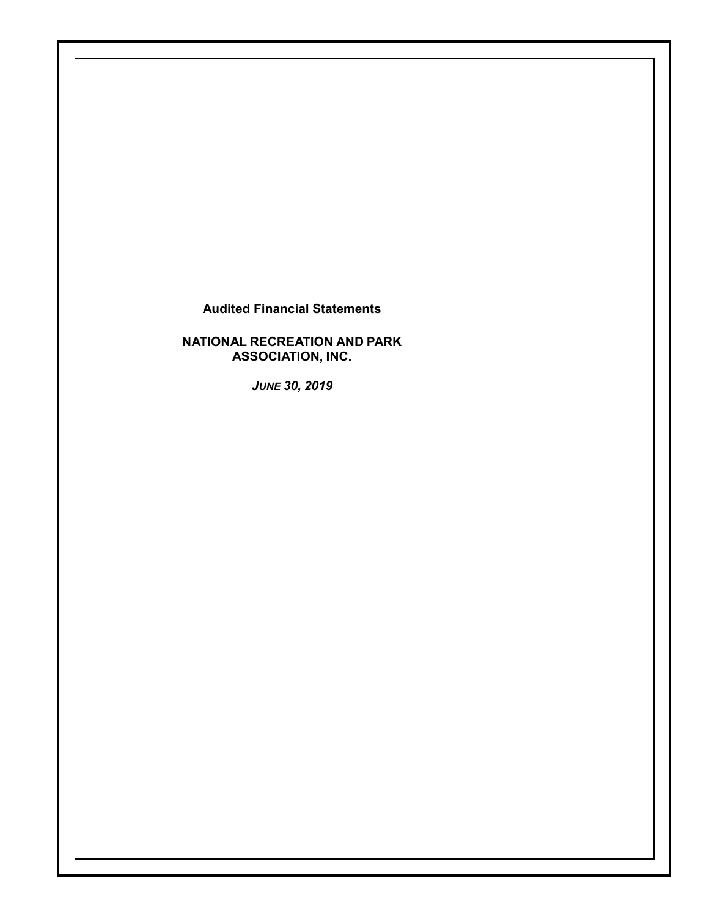**Audited Financial Statements**

**NATIONAL RECREATION AND PARK ASSOCIATION, INC.**

***JUNE 30, 2019***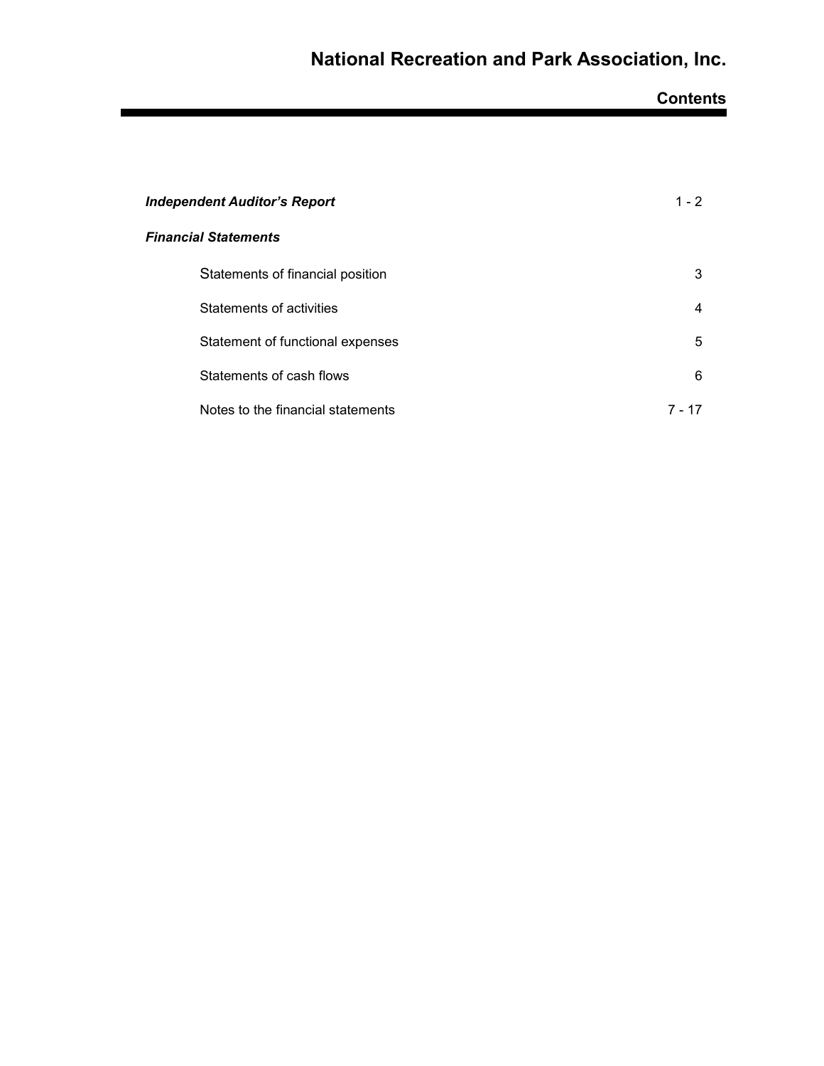# National Recreation and Park Association, Inc.

## Contents

| | |
|---|---|
| ***Independent Auditor's Report*** | 1 - 2 |
| ***Financial Statements*** | |
| Statements of financial position | 3 |
| Statements of activities | 4 |
| Statement of functional expenses | 5 |
| Statements of cash flows | 6 |
| Notes to the financial statements | 7 - 17 |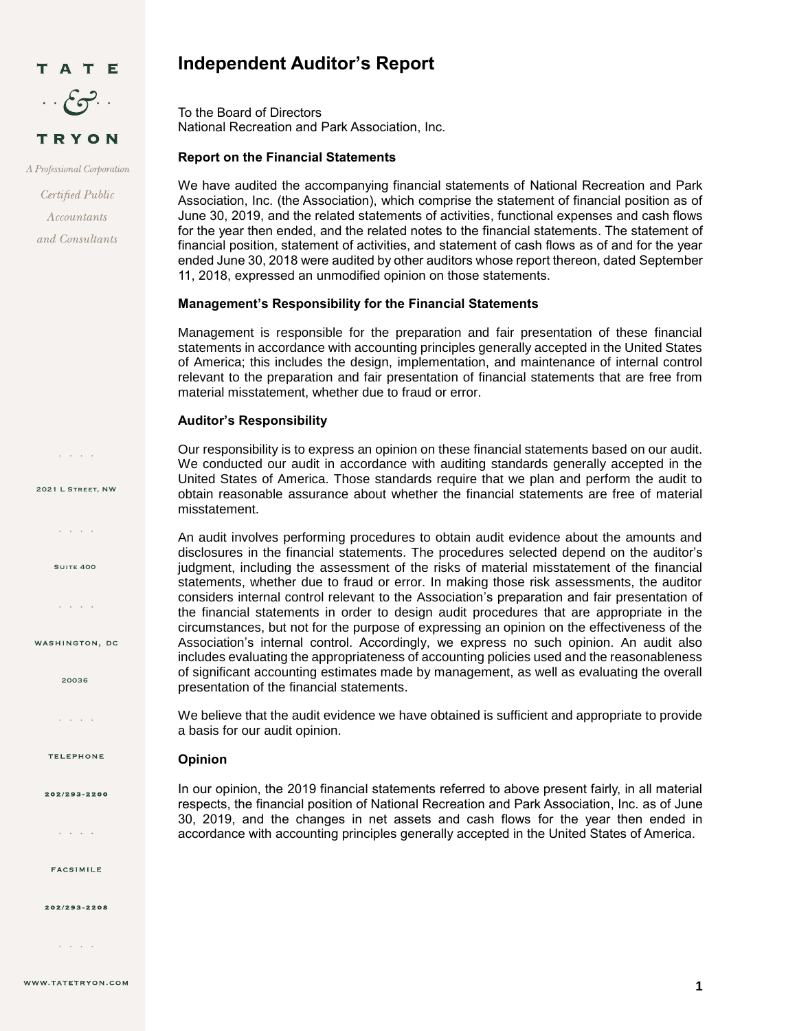TATE & TRYON

A Professional Corporation

Certified Public Accountants and Consultants

2021 L Street, NW

Suite 400

Washington, DC

20036

Telephone

202/293-2200

Facsimile

202/293-2208

www.tatetryon.com

# Independent Auditor's Report

To the Board of Directors
National Recreation and Park Association, Inc.

## Report on the Financial Statements

We have audited the accompanying financial statements of National Recreation and Park Association, Inc. (the Association), which comprise the statement of financial position as of June 30, 2019, and the related statements of activities, functional expenses and cash flows for the year then ended, and the related notes to the financial statements. The statement of financial position, statement of activities, and statement of cash flows as of and for the year ended June 30, 2018 were audited by other auditors whose report thereon, dated September 11, 2018, expressed an unmodified opinion on those statements.

## Management's Responsibility for the Financial Statements

Management is responsible for the preparation and fair presentation of these financial statements in accordance with accounting principles generally accepted in the United States of America; this includes the design, implementation, and maintenance of internal control relevant to the preparation and fair presentation of financial statements that are free from material misstatement, whether due to fraud or error.

## Auditor's Responsibility

Our responsibility is to express an opinion on these financial statements based on our audit. We conducted our audit in accordance with auditing standards generally accepted in the United States of America. Those standards require that we plan and perform the audit to obtain reasonable assurance about whether the financial statements are free of material misstatement.

An audit involves performing procedures to obtain audit evidence about the amounts and disclosures in the financial statements. The procedures selected depend on the auditor's judgment, including the assessment of the risks of material misstatement of the financial statements, whether due to fraud or error. In making those risk assessments, the auditor considers internal control relevant to the Association's preparation and fair presentation of the financial statements in order to design audit procedures that are appropriate in the circumstances, but not for the purpose of expressing an opinion on the effectiveness of the Association's internal control. Accordingly, we express no such opinion. An audit also includes evaluating the appropriateness of accounting policies used and the reasonableness of significant accounting estimates made by management, as well as evaluating the overall presentation of the financial statements.

We believe that the audit evidence we have obtained is sufficient and appropriate to provide a basis for our audit opinion.

## Opinion

In our opinion, the 2019 financial statements referred to above present fairly, in all material respects, the financial position of National Recreation and Park Association, Inc. as of June 30, 2019, and the changes in net assets and cash flows for the year then ended in accordance with accounting principles generally accepted in the United States of America.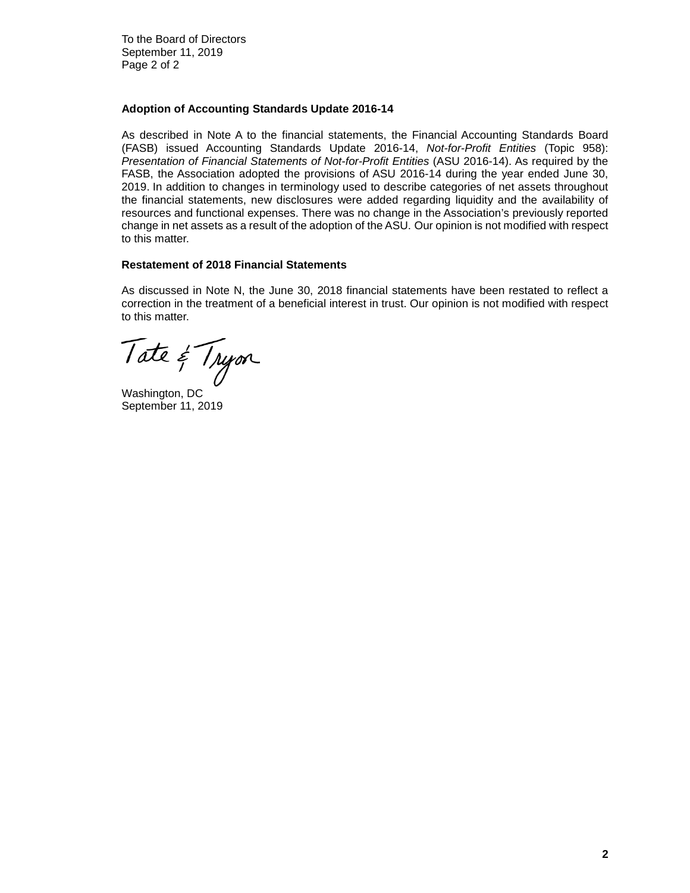To the Board of Directors
September 11, 2019
Page 2 of 2

**Adoption of Accounting Standards Update 2016-14**

As described in Note A to the financial statements, the Financial Accounting Standards Board (FASB) issued Accounting Standards Update 2016-14, *Not-for-Profit Entities* (Topic 958): *Presentation of Financial Statements of Not-for-Profit Entities* (ASU 2016-14). As required by the FASB, the Association adopted the provisions of ASU 2016-14 during the year ended June 30, 2019. In addition to changes in terminology used to describe categories of net assets throughout the financial statements, new disclosures were added regarding liquidity and the availability of resources and functional expenses. There was no change in the Association's previously reported change in net assets as a result of the adoption of the ASU. Our opinion is not modified with respect to this matter.

**Restatement of 2018 Financial Statements**

As discussed in Note N, the June 30, 2018 financial statements have been restated to reflect a correction in the treatment of a beneficial interest in trust. Our opinion is not modified with respect to this matter.

Tate & Tryon

Washington, DC
September 11, 2019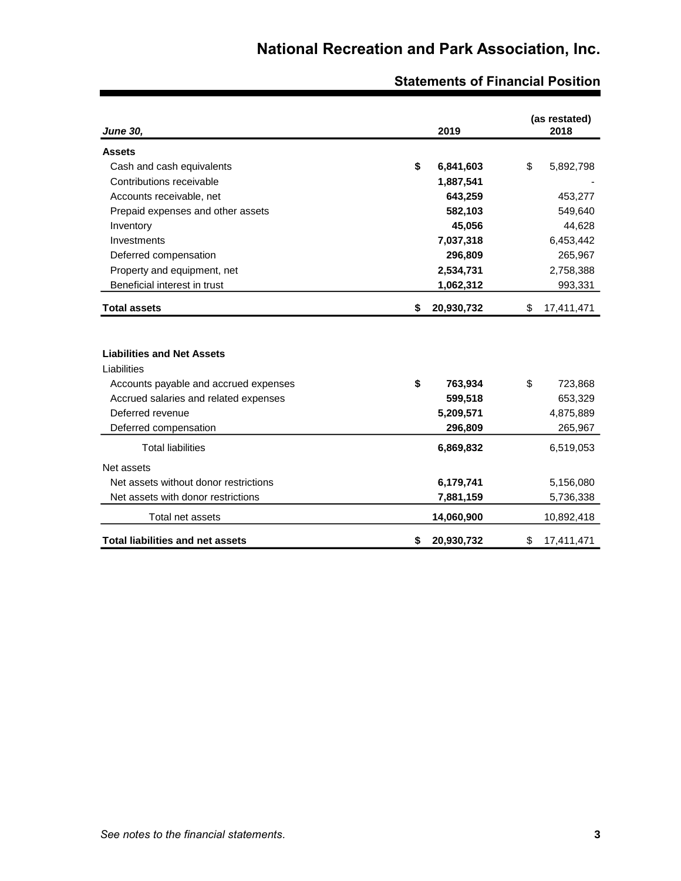# National Recreation and Park Association, Inc.

## Statements of Financial Position

| June 30, | 2019 | (as restated) 2018 |
|---|---|---|
| **Assets** | | |
| Cash and cash equivalents | **$ 6,841,603** | $ 5,892,798 |
| Contributions receivable | **1,887,541** | - |
| Accounts receivable, net | **643,259** | 453,277 |
| Prepaid expenses and other assets | **582,103** | 549,640 |
| Inventory | **45,056** | 44,628 |
| Investments | **7,037,318** | 6,453,442 |
| Deferred compensation | **296,809** | 265,967 |
| Property and equipment, net | **2,534,731** | 2,758,388 |
| Beneficial interest in trust | **1,062,312** | 993,331 |
| **Total assets** | **$ 20,930,732** | $ 17,411,471 |
| | | |
| **Liabilities and Net Assets** | | |
| Liabilities | | |
| Accounts payable and accrued expenses | **$ 763,934** | $ 723,868 |
| Accrued salaries and related expenses | **599,518** | 653,329 |
| Deferred revenue | **5,209,571** | 4,875,889 |
| Deferred compensation | **296,809** | 265,967 |
| Total liabilities | **6,869,832** | 6,519,053 |
| Net assets | | |
| Net assets without donor restrictions | **6,179,741** | 5,156,080 |
| Net assets with donor restrictions | **7,881,159** | 5,736,338 |
| Total net assets | **14,060,900** | 10,892,418 |
| **Total liabilities and net assets** | **$ 20,930,732** | $ 17,411,471 |

*See notes to the financial statements.*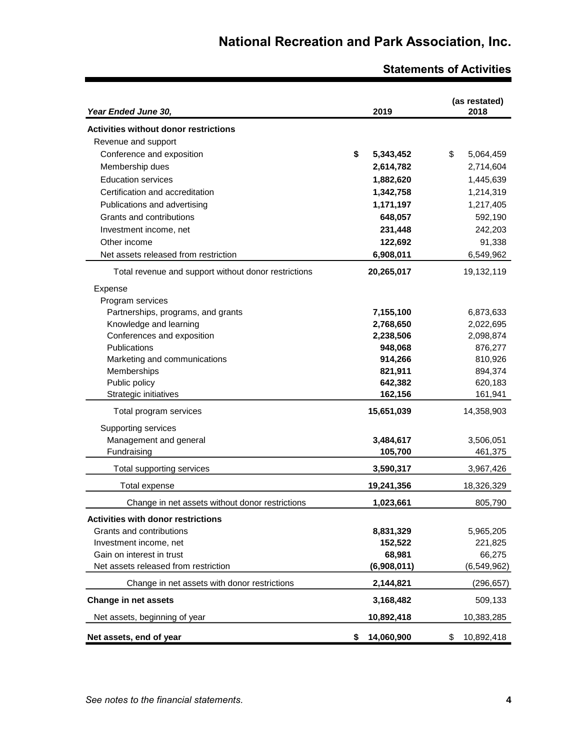# National Recreation and Park Association, Inc.

## Statements of Activities

| *Year Ended June 30,* | 2019 | (as restated) 2018 |
|---|---|---|
| **Activities without donor restrictions** | | |
| Revenue and support | | |
| Conference and exposition | **$ 5,343,452** | $ 5,064,459 |
| Membership dues | **2,614,782** | 2,714,604 |
| Education services | **1,882,620** | 1,445,639 |
| Certification and accreditation | **1,342,758** | 1,214,319 |
| Publications and advertising | **1,171,197** | 1,217,405 |
| Grants and contributions | **648,057** | 592,190 |
| Investment income, net | **231,448** | 242,203 |
| Other income | **122,692** | 91,338 |
| Net assets released from restriction | **6,908,011** | 6,549,962 |
| Total revenue and support without donor restrictions | **20,265,017** | 19,132,119 |
| Expense | | |
| Program services | | |
| Partnerships, programs, and grants | **7,155,100** | 6,873,633 |
| Knowledge and learning | **2,768,650** | 2,022,695 |
| Conferences and exposition | **2,238,506** | 2,098,874 |
| Publications | **948,068** | 876,277 |
| Marketing and communications | **914,266** | 810,926 |
| Memberships | **821,911** | 894,374 |
| Public policy | **642,382** | 620,183 |
| Strategic initiatives | **162,156** | 161,941 |
| Total program services | **15,651,039** | 14,358,903 |
| Supporting services | | |
| Management and general | **3,484,617** | 3,506,051 |
| Fundraising | **105,700** | 461,375 |
| Total supporting services | **3,590,317** | 3,967,426 |
| Total expense | **19,241,356** | 18,326,329 |
| Change in net assets without donor restrictions | **1,023,661** | 805,790 |
| **Activities with donor restrictions** | | |
| Grants and contributions | **8,831,329** | 5,965,205 |
| Investment income, net | **152,522** | 221,825 |
| Gain on interest in trust | **68,981** | 66,275 |
| Net assets released from restriction | **(6,908,011)** | (6,549,962) |
| Change in net assets with donor restrictions | **2,144,821** | (296,657) |
| **Change in net assets** | **3,168,482** | 509,133 |
| Net assets, beginning of year | **10,892,418** | 10,383,285 |
| **Net assets, end of year** | **$ 14,060,900** | $ 10,892,418 |

*See notes to the financial statements.*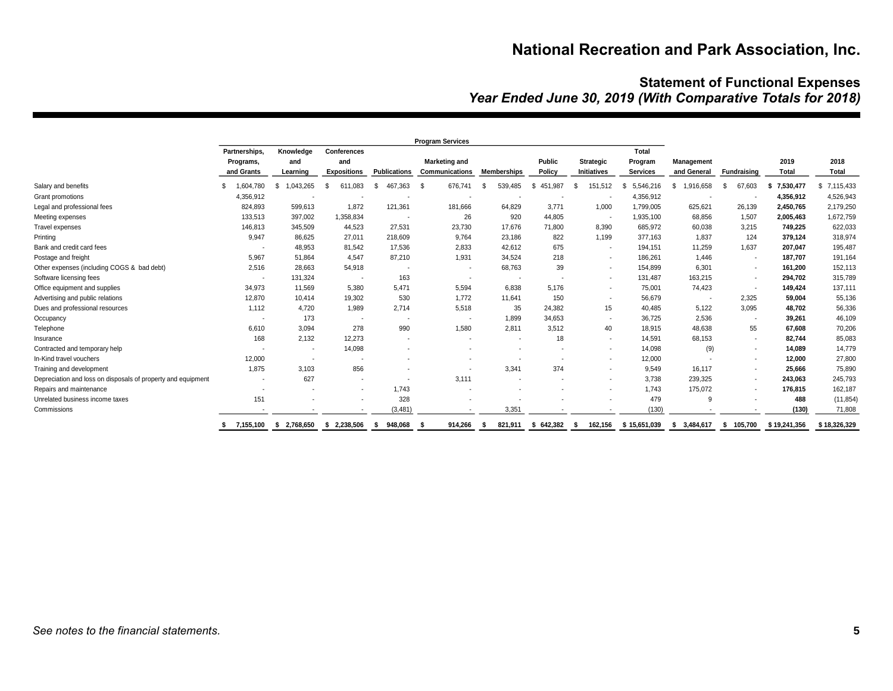# National Recreation and Park Association, Inc.

## Statement of Functional Expenses
### *Year Ended June 30, 2019 (With Comparative Totals for 2018)*

| | Program Services | | | | | | | | | | | | |
|---|---|---|---|---|---|---|---|---|---|---|---|---|---|
| | Partnerships, Programs, and Grants | Knowledge and Learning | Conferences and Expositions | Publications | Marketing and Communications | Memberships | Public Policy | Strategic Initiatives | Total Program Services | Management and General | Fundraising | 2019 Total | 2018 Total |
| Salary and benefits | $ 1,604,780 | $ 1,043,265 | $ 611,083 | $ 467,363 | $ 676,741 | $ 539,485 | $ 451,987 | $ 151,512 | $ 5,546,216 | $ 1,916,658 | $ 67,603 | **$ 7,530,477** | $ 7,115,433 |
| Grant promotions | 4,356,912 | - | - | - | - | - | - | - | 4,356,912 | - | - | **4,356,912** | 4,526,943 |
| Legal and professional fees | 824,893 | 599,613 | 1,872 | 121,361 | 181,666 | 64,829 | 3,771 | 1,000 | 1,799,005 | 625,621 | 26,139 | **2,450,765** | 2,179,250 |
| Meeting expenses | 133,513 | 397,002 | 1,358,834 | - | 26 | 920 | 44,805 | - | 1,935,100 | 68,856 | 1,507 | **2,005,463** | 1,672,759 |
| Travel expenses | 146,813 | 345,509 | 44,523 | 27,531 | 23,730 | 17,676 | 71,800 | 8,390 | 685,972 | 60,038 | 3,215 | **749,225** | 622,033 |
| Printing | 9,947 | 86,625 | 27,011 | 218,609 | 9,764 | 23,186 | 822 | 1,199 | 377,163 | 1,837 | 124 | **379,124** | 318,974 |
| Bank and credit card fees | - | 48,953 | 81,542 | 17,536 | 2,833 | 42,612 | 675 | - | 194,151 | 11,259 | 1,637 | **207,047** | 195,487 |
| Postage and freight | 5,967 | 51,864 | 4,547 | 87,210 | 1,931 | 34,524 | 218 | - | 186,261 | 1,446 | - | **187,707** | 191,164 |
| Other expenses (including COGS & bad debt) | 2,516 | 28,663 | 54,918 | - | - | 68,763 | 39 | - | 154,899 | 6,301 | - | **161,200** | 152,113 |
| Software licensing fees | - | 131,324 | - | 163 | - | - | - | - | 131,487 | 163,215 | - | **294,702** | 315,789 |
| Office equipment and supplies | 34,973 | 11,569 | 5,380 | 5,471 | 5,594 | 6,838 | 5,176 | - | 75,001 | 74,423 | - | **149,424** | 137,111 |
| Advertising and public relations | 12,870 | 10,414 | 19,302 | 530 | 1,772 | 11,641 | 150 | - | 56,679 | - | 2,325 | **59,004** | 55,136 |
| Dues and professional resources | 1,112 | 4,720 | 1,989 | 2,714 | 5,518 | 35 | 24,382 | 15 | 40,485 | 5,122 | 3,095 | **48,702** | 56,336 |
| Occupancy | - | 173 | - | - | - | 1,899 | 34,653 | - | 36,725 | 2,536 | - | **39,261** | 46,109 |
| Telephone | 6,610 | 3,094 | 278 | 990 | 1,580 | 2,811 | 3,512 | 40 | 18,915 | 48,638 | 55 | **67,608** | 70,206 |
| Insurance | 168 | 2,132 | 12,273 | - | - | - | 18 | - | 14,591 | 68,153 | - | **82,744** | 85,083 |
| Contracted and temporary help | - | - | 14,098 | - | - | - | - | - | 14,098 | (9) | - | **14,089** | 14,779 |
| In-Kind travel vouchers | 12,000 | - | - | - | - | - | - | - | 12,000 | - | - | **12,000** | 27,800 |
| Training and development | 1,875 | 3,103 | 856 | - | - | 3,341 | 374 | - | 9,549 | 16,117 | - | **25,666** | 75,890 |
| Depreciation and loss on disposals of property and equipment | - | 627 | - | - | 3,111 | - | - | - | 3,738 | 239,325 | - | **243,063** | 245,793 |
| Repairs and maintenance | - | - | - | 1,743 | - | - | - | - | 1,743 | 175,072 | - | **176,815** | 162,187 |
| Unrelated business income taxes | 151 | - | - | 328 | - | - | - | - | 479 | 9 | - | **488** | (11,854) |
| Commissions | - | - | - | (3,481) | - | 3,351 | - | - | (130) | - | - | **(130)** | 71,808 |
| | **$ 7,155,100** | **$ 2,768,650** | **$ 2,238,506** | **$ 948,068** | **$ 914,266** | **$ 821,911** | **$ 642,382** | **$ 162,156** | **$ 15,651,039** | **$ 3,484,617** | **$ 105,700** | **$ 19,241,356** | **$ 18,326,329** |

*See notes to the financial statements.*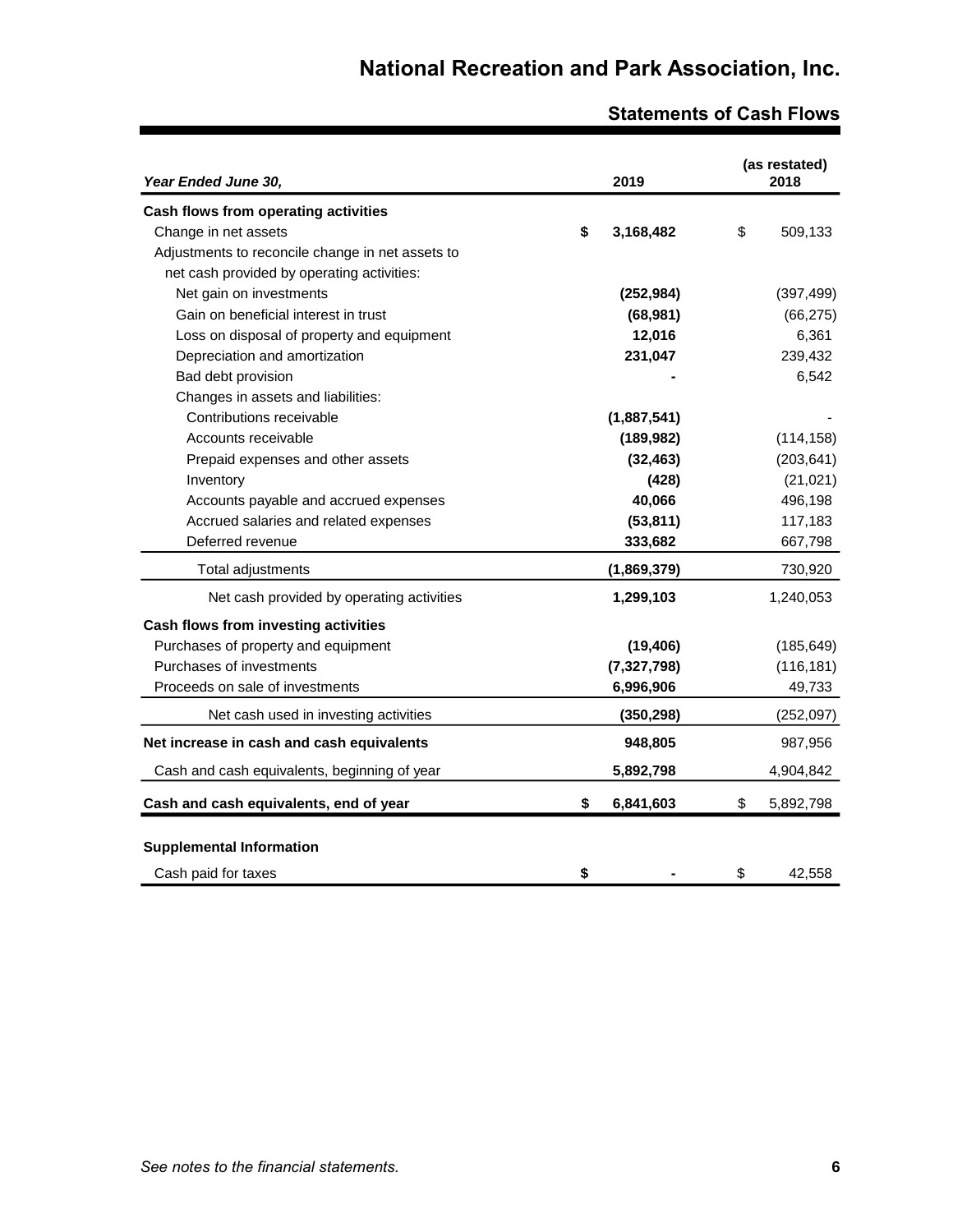# National Recreation and Park Association, Inc.

## Statements of Cash Flows

| *Year Ended June 30,* | 2019 | (as restated) 2018 |
|---|---|---|
| **Cash flows from operating activities** | | |
| Change in net assets | **$ 3,168,482** | $ 509,133 |
| Adjustments to reconcile change in net assets to net cash provided by operating activities: | | |
| Net gain on investments | **(252,984)** | (397,499) |
| Gain on beneficial interest in trust | **(68,981)** | (66,275) |
| Loss on disposal of property and equipment | **12,016** | 6,361 |
| Depreciation and amortization | **231,047** | 239,432 |
| Bad debt provision | **-** | 6,542 |
| Changes in assets and liabilities: | | |
| Contributions receivable | **(1,887,541)** | - |
| Accounts receivable | **(189,982)** | (114,158) |
| Prepaid expenses and other assets | **(32,463)** | (203,641) |
| Inventory | **(428)** | (21,021) |
| Accounts payable and accrued expenses | **40,066** | 496,198 |
| Accrued salaries and related expenses | **(53,811)** | 117,183 |
| Deferred revenue | **333,682** | 667,798 |
| Total adjustments | **(1,869,379)** | 730,920 |
| Net cash provided by operating activities | **1,299,103** | 1,240,053 |
| **Cash flows from investing activities** | | |
| Purchases of property and equipment | **(19,406)** | (185,649) |
| Purchases of investments | **(7,327,798)** | (116,181) |
| Proceeds on sale of investments | **6,996,906** | 49,733 |
| Net cash used in investing activities | **(350,298)** | (252,097) |
| **Net increase in cash and cash equivalents** | **948,805** | 987,956 |
| Cash and cash equivalents, beginning of year | **5,892,798** | 4,904,842 |
| **Cash and cash equivalents, end of year** | **$ 6,841,603** | $ 5,892,798 |
| **Supplemental Information** | | |
| Cash paid for taxes | **$ -** | $ 42,558 |

*See notes to the financial statements.*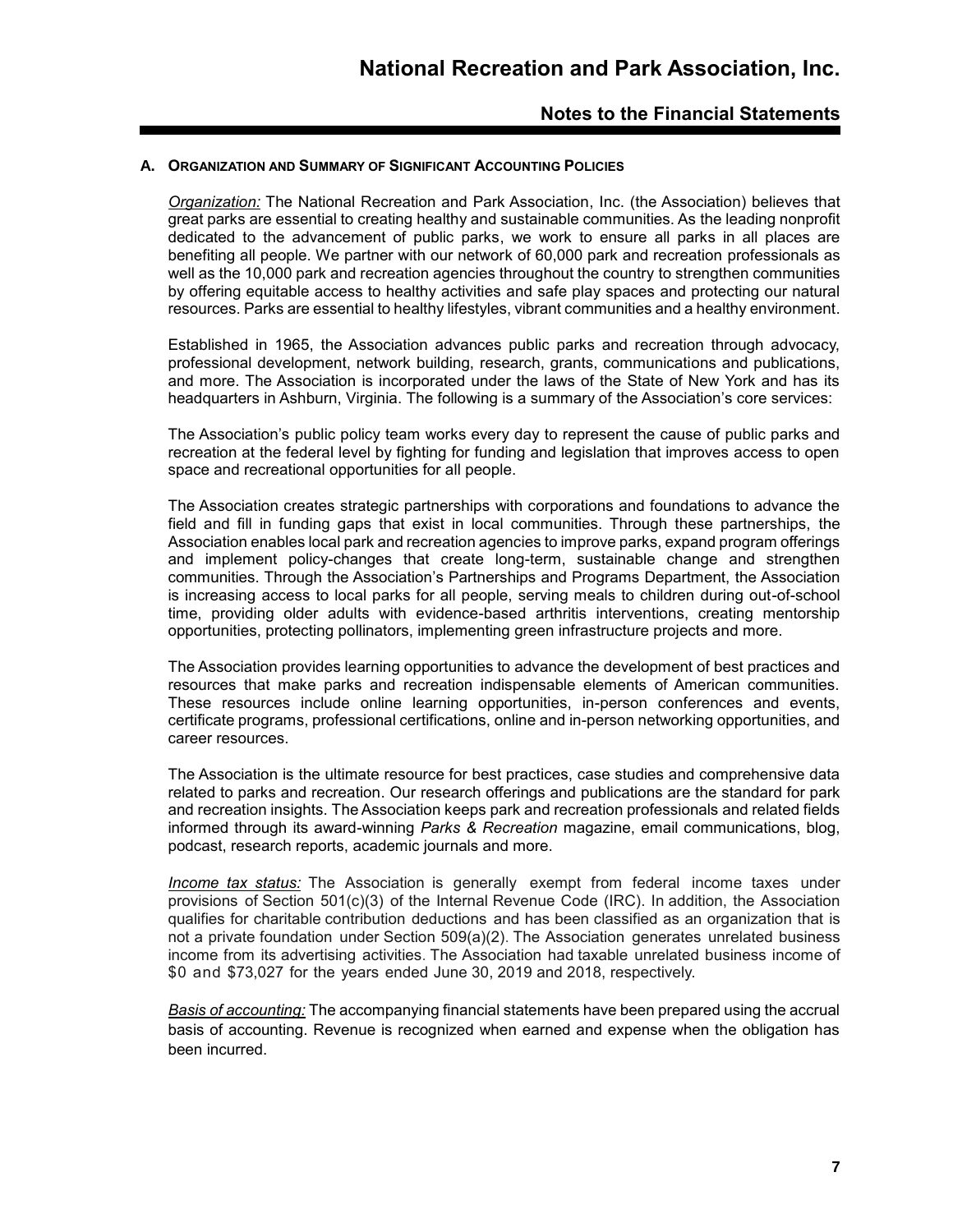## A. Organization and Summary of Significant Accounting Policies

*Organization:* The National Recreation and Park Association, Inc. (the Association) believes that great parks are essential to creating healthy and sustainable communities. As the leading nonprofit dedicated to the advancement of public parks, we work to ensure all parks in all places are benefiting all people. We partner with our network of 60,000 park and recreation professionals as well as the 10,000 park and recreation agencies throughout the country to strengthen communities by offering equitable access to healthy activities and safe play spaces and protecting our natural resources. Parks are essential to healthy lifestyles, vibrant communities and a healthy environment.

Established in 1965, the Association advances public parks and recreation through advocacy, professional development, network building, research, grants, communications and publications, and more. The Association is incorporated under the laws of the State of New York and has its headquarters in Ashburn, Virginia. The following is a summary of the Association's core services:

The Association's public policy team works every day to represent the cause of public parks and recreation at the federal level by fighting for funding and legislation that improves access to open space and recreational opportunities for all people.

The Association creates strategic partnerships with corporations and foundations to advance the field and fill in funding gaps that exist in local communities. Through these partnerships, the Association enables local park and recreation agencies to improve parks, expand program offerings and implement policy-changes that create long-term, sustainable change and strengthen communities. Through the Association's Partnerships and Programs Department, the Association is increasing access to local parks for all people, serving meals to children during out-of-school time, providing older adults with evidence-based arthritis interventions, creating mentorship opportunities, protecting pollinators, implementing green infrastructure projects and more.

The Association provides learning opportunities to advance the development of best practices and resources that make parks and recreation indispensable elements of American communities. These resources include online learning opportunities, in-person conferences and events, certificate programs, professional certifications, online and in-person networking opportunities, and career resources.

The Association is the ultimate resource for best practices, case studies and comprehensive data related to parks and recreation. Our research offerings and publications are the standard for park and recreation insights. The Association keeps park and recreation professionals and related fields informed through its award-winning *Parks & Recreation* magazine, email communications, blog, podcast, research reports, academic journals and more.

*Income tax status:* The Association is generally exempt from federal income taxes under provisions of Section 501(c)(3) of the Internal Revenue Code (IRC). In addition, the Association qualifies for charitable contribution deductions and has been classified as an organization that is not a private foundation under Section 509(a)(2). The Association generates unrelated business income from its advertising activities. The Association had taxable unrelated business income of $0 and $73,027 for the years ended June 30, 2019 and 2018, respectively.

*Basis of accounting:* The accompanying financial statements have been prepared using the accrual basis of accounting. Revenue is recognized when earned and expense when the obligation has been incurred.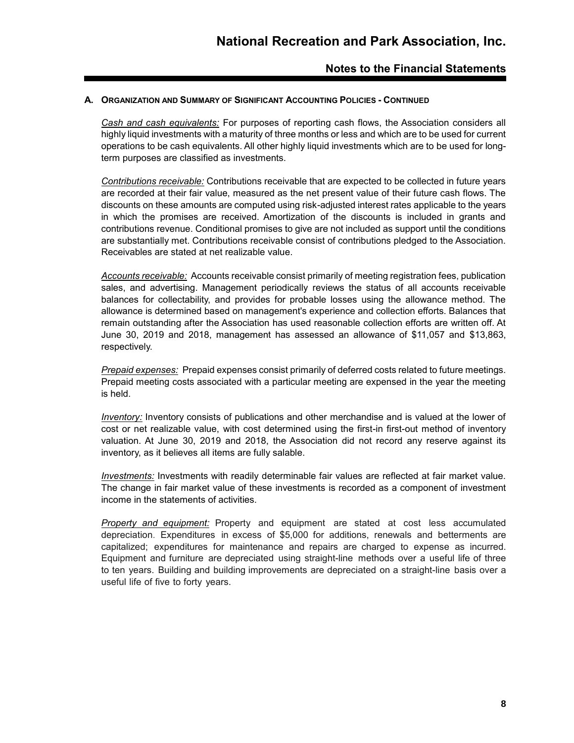### A. Organization and Summary of Significant Accounting Policies - Continued

*Cash and cash equivalents:* For purposes of reporting cash flows, the Association considers all highly liquid investments with a maturity of three months or less and which are to be used for current operations to be cash equivalents. All other highly liquid investments which are to be used for long-term purposes are classified as investments.

*Contributions receivable:* Contributions receivable that are expected to be collected in future years are recorded at their fair value, measured as the net present value of their future cash flows. The discounts on these amounts are computed using risk-adjusted interest rates applicable to the years in which the promises are received. Amortization of the discounts is included in grants and contributions revenue. Conditional promises to give are not included as support until the conditions are substantially met. Contributions receivable consist of contributions pledged to the Association. Receivables are stated at net realizable value.

*Accounts receivable:* Accounts receivable consist primarily of meeting registration fees, publication sales, and advertising. Management periodically reviews the status of all accounts receivable balances for collectability, and provides for probable losses using the allowance method. The allowance is determined based on management's experience and collection efforts. Balances that remain outstanding after the Association has used reasonable collection efforts are written off. At June 30, 2019 and 2018, management has assessed an allowance of $11,057 and $13,863, respectively.

*Prepaid expenses:* Prepaid expenses consist primarily of deferred costs related to future meetings. Prepaid meeting costs associated with a particular meeting are expensed in the year the meeting is held.

*Inventory:* Inventory consists of publications and other merchandise and is valued at the lower of cost or net realizable value, with cost determined using the first-in first-out method of inventory valuation. At June 30, 2019 and 2018, the Association did not record any reserve against its inventory, as it believes all items are fully salable.

*Investments:* Investments with readily determinable fair values are reflected at fair market value. The change in fair market value of these investments is recorded as a component of investment income in the statements of activities.

*Property and equipment:* Property and equipment are stated at cost less accumulated depreciation. Expenditures in excess of $5,000 for additions, renewals and betterments are capitalized; expenditures for maintenance and repairs are charged to expense as incurred. Equipment and furniture are depreciated using straight-line methods over a useful life of three to ten years. Building and building improvements are depreciated on a straight-line basis over a useful life of five to forty years.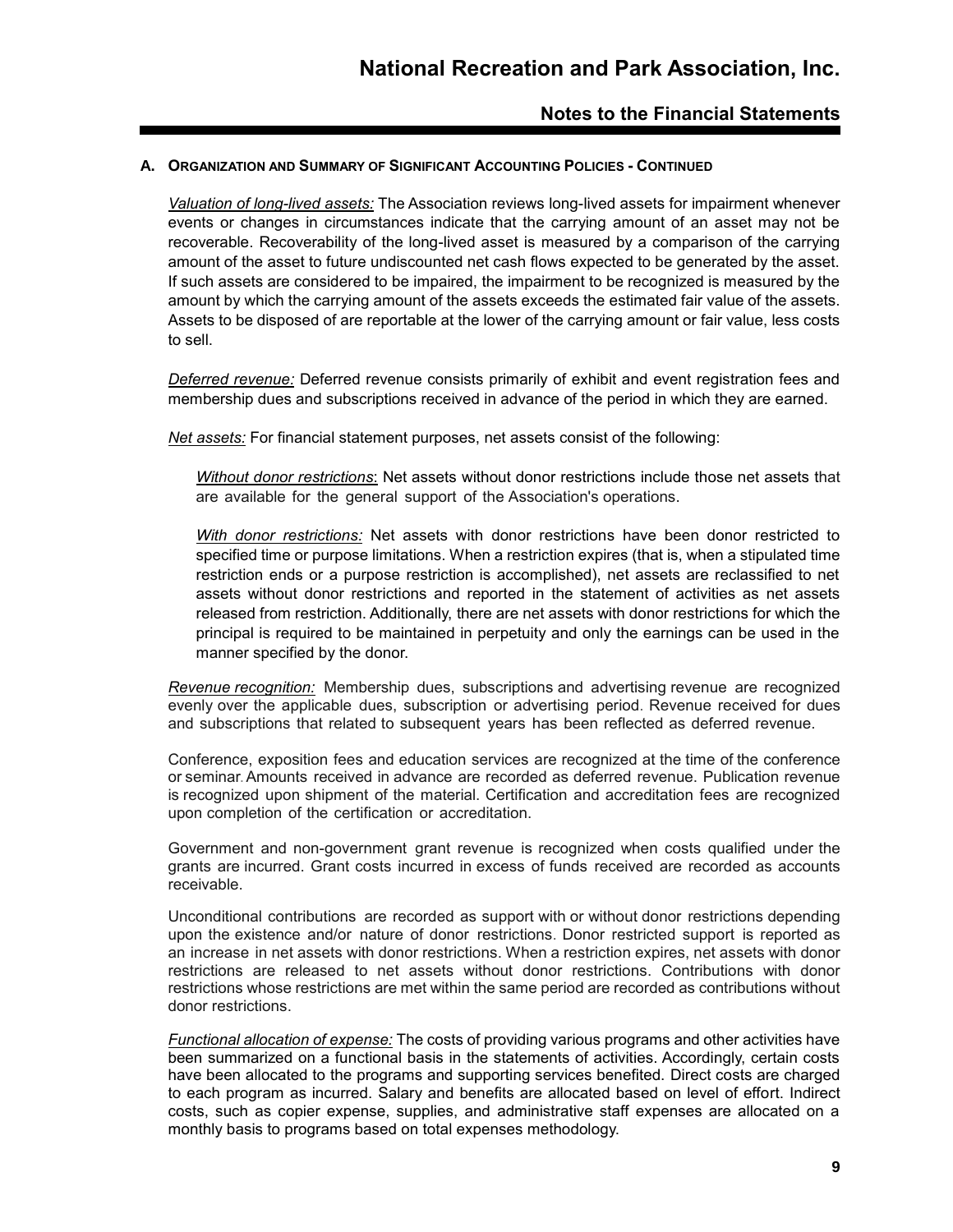## A. Organization and Summary of Significant Accounting Policies - Continued

*Valuation of long-lived assets:* The Association reviews long-lived assets for impairment whenever events or changes in circumstances indicate that the carrying amount of an asset may not be recoverable. Recoverability of the long-lived asset is measured by a comparison of the carrying amount of the asset to future undiscounted net cash flows expected to be generated by the asset. If such assets are considered to be impaired, the impairment to be recognized is measured by the amount by which the carrying amount of the assets exceeds the estimated fair value of the assets. Assets to be disposed of are reportable at the lower of the carrying amount or fair value, less costs to sell.

*Deferred revenue:* Deferred revenue consists primarily of exhibit and event registration fees and membership dues and subscriptions received in advance of the period in which they are earned.

*Net assets:* For financial statement purposes, net assets consist of the following:

*Without donor restrictions*: Net assets without donor restrictions include those net assets that are available for the general support of the Association's operations.

*With donor restrictions:* Net assets with donor restrictions have been donor restricted to specified time or purpose limitations. When a restriction expires (that is, when a stipulated time restriction ends or a purpose restriction is accomplished), net assets are reclassified to net assets without donor restrictions and reported in the statement of activities as net assets released from restriction. Additionally, there are net assets with donor restrictions for which the principal is required to be maintained in perpetuity and only the earnings can be used in the manner specified by the donor.

*Revenue recognition:* Membership dues, subscriptions and advertising revenue are recognized evenly over the applicable dues, subscription or advertising period. Revenue received for dues and subscriptions that related to subsequent years has been reflected as deferred revenue.

Conference, exposition fees and education services are recognized at the time of the conference or seminar. Amounts received in advance are recorded as deferred revenue. Publication revenue is recognized upon shipment of the material. Certification and accreditation fees are recognized upon completion of the certification or accreditation.

Government and non-government grant revenue is recognized when costs qualified under the grants are incurred. Grant costs incurred in excess of funds received are recorded as accounts receivable.

Unconditional contributions are recorded as support with or without donor restrictions depending upon the existence and/or nature of donor restrictions. Donor restricted support is reported as an increase in net assets with donor restrictions. When a restriction expires, net assets with donor restrictions are released to net assets without donor restrictions. Contributions with donor restrictions whose restrictions are met within the same period are recorded as contributions without donor restrictions.

*Functional allocation of expense:* The costs of providing various programs and other activities have been summarized on a functional basis in the statements of activities. Accordingly, certain costs have been allocated to the programs and supporting services benefited. Direct costs are charged to each program as incurred. Salary and benefits are allocated based on level of effort. Indirect costs, such as copier expense, supplies, and administrative staff expenses are allocated on a monthly basis to programs based on total expenses methodology.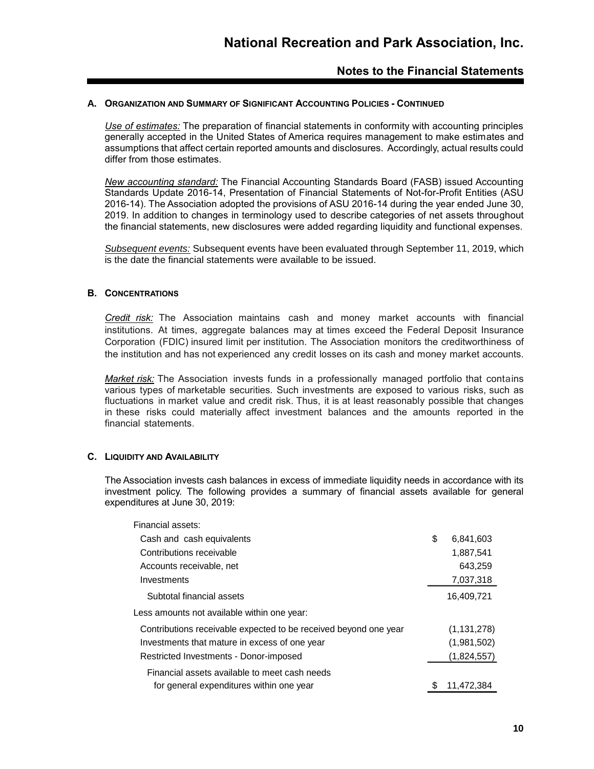**A. ORGANIZATION AND SUMMARY OF SIGNIFICANT ACCOUNTING POLICIES - CONTINUED**

*Use of estimates:* The preparation of financial statements in conformity with accounting principles generally accepted in the United States of America requires management to make estimates and assumptions that affect certain reported amounts and disclosures. Accordingly, actual results could differ from those estimates.

*New accounting standard:* The Financial Accounting Standards Board (FASB) issued Accounting Standards Update 2016-14, Presentation of Financial Statements of Not-for-Profit Entities (ASU 2016-14). The Association adopted the provisions of ASU 2016-14 during the year ended June 30, 2019. In addition to changes in terminology used to describe categories of net assets throughout the financial statements, new disclosures were added regarding liquidity and functional expenses.

*Subsequent events:* Subsequent events have been evaluated through September 11, 2019, which is the date the financial statements were available to be issued.

**B. CONCENTRATIONS**

*Credit risk:* The Association maintains cash and money market accounts with financial institutions. At times, aggregate balances may at times exceed the Federal Deposit Insurance Corporation (FDIC) insured limit per institution. The Association monitors the creditworthiness of the institution and has not experienced any credit losses on its cash and money market accounts.

*Market risk:* The Association invests funds in a professionally managed portfolio that contains various types of marketable securities. Such investments are exposed to various risks, such as fluctuations in market value and credit risk. Thus, it is at least reasonably possible that changes in these risks could materially affect investment balances and the amounts reported in the financial statements.

**C. LIQUIDITY AND AVAILABILITY**

The Association invests cash balances in excess of immediate liquidity needs in accordance with its investment policy. The following provides a summary of financial assets available for general expenditures at June 30, 2019:

| | |
|---|---|
| Financial assets: | |
| Cash and cash equivalents | $ 6,841,603 |
| Contributions receivable | 1,887,541 |
| Accounts receivable, net | 643,259 |
| Investments | 7,037,318 |
| Subtotal financial assets | 16,409,721 |
| Less amounts not available within one year: | |
| Contributions receivable expected to be received beyond one year | (1,131,278) |
| Investments that mature in excess of one year | (1,981,502) |
| Restricted Investments - Donor-imposed | (1,824,557) |
| Financial assets available to meet cash needs for general expenditures within one year | $ 11,472,384 |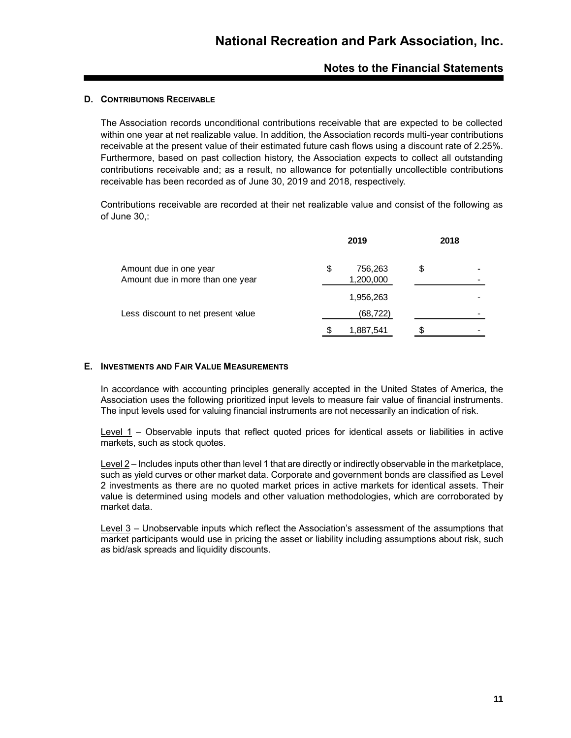### D. CONTRIBUTIONS RECEIVABLE

The Association records unconditional contributions receivable that are expected to be collected within one year at net realizable value. In addition, the Association records multi-year contributions receivable at the present value of their estimated future cash flows using a discount rate of 2.25%. Furthermore, based on past collection history, the Association expects to collect all outstanding contributions receivable and; as a result, no allowance for potentially uncollectible contributions receivable has been recorded as of June 30, 2019 and 2018, respectively.

Contributions receivable are recorded at their net realizable value and consist of the following as of June 30,:

| | 2019 | 2018 |
|---|---|---|
| Amount due in one year | $ 756,263 | $ - |
| Amount due in more than one year | 1,200,000 | - |
| | 1,956,263 | - |
| Less discount to net present value | (68,722) | - |
| | $ 1,887,541 | $ - |

### E. INVESTMENTS AND FAIR VALUE MEASUREMENTS

In accordance with accounting principles generally accepted in the United States of America, the Association uses the following prioritized input levels to measure fair value of financial instruments. The input levels used for valuing financial instruments are not necessarily an indication of risk.

Level 1 – Observable inputs that reflect quoted prices for identical assets or liabilities in active markets, such as stock quotes.

Level 2 – Includes inputs other than level 1 that are directly or indirectly observable in the marketplace, such as yield curves or other market data. Corporate and government bonds are classified as Level 2 investments as there are no quoted market prices in active markets for identical assets. Their value is determined using models and other valuation methodologies, which are corroborated by market data.

Level 3 – Unobservable inputs which reflect the Association's assessment of the assumptions that market participants would use in pricing the asset or liability including assumptions about risk, such as bid/ask spreads and liquidity discounts.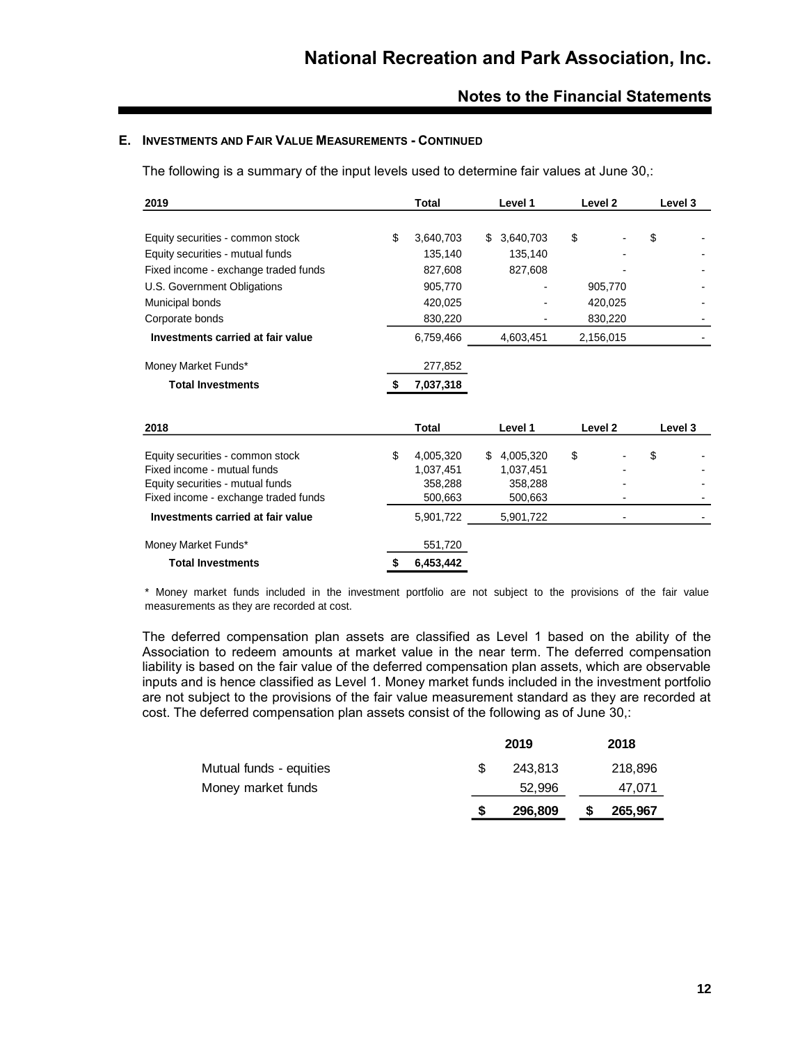### E. Investments and Fair Value Measurements - Continued

The following is a summary of the input levels used to determine fair values at June 30,:

| 2019 | Total | Level 1 | Level 2 | Level 3 |
|---|---|---|---|---|
| Equity securities - common stock | $ 3,640,703 | $ 3,640,703 | $ - | $ - |
| Equity securities - mutual funds | 135,140 | 135,140 | - | - |
| Fixed income - exchange traded funds | 827,608 | 827,608 | - | - |
| U.S. Government Obligations | 905,770 | - | 905,770 | - |
| Municipal bonds | 420,025 | - | 420,025 | - |
| Corporate bonds | 830,220 | - | 830,220 | - |
| **Investments carried at fair value** | 6,759,466 | 4,603,451 | 2,156,015 | - |
| Money Market Funds* | 277,852 | | | |
| **Total Investments** | **$ 7,037,318** | | | |

| 2018 | Total | Level 1 | Level 2 | Level 3 |
|---|---|---|---|---|
| Equity securities - common stock | $ 4,005,320 | $ 4,005,320 | $ - | $ - |
| Fixed income - mutual funds | 1,037,451 | 1,037,451 | - | - |
| Equity securities - mutual funds | 358,288 | 358,288 | - | - |
| Fixed income - exchange traded funds | 500,663 | 500,663 | - | - |
| **Investments carried at fair value** | 5,901,722 | 5,901,722 | - | - |
| Money Market Funds* | 551,720 | | | |
| **Total Investments** | **$ 6,453,442** | | | |

* Money market funds included in the investment portfolio are not subject to the provisions of the fair value measurements as they are recorded at cost.

The deferred compensation plan assets are classified as Level 1 based on the ability of the Association to redeem amounts at market value in the near term. The deferred compensation liability is based on the fair value of the deferred compensation plan assets, which are observable inputs and is hence classified as Level 1. Money market funds included in the investment portfolio are not subject to the provisions of the fair value measurement standard as they are recorded at cost. The deferred compensation plan assets consist of the following as of June 30,:

| | 2019 | 2018 |
|---|---|---|
| Mutual funds - equities | $ 243,813 | 218,896 |
| Money market funds | 52,996 | 47,071 |
| | **$ 296,809** | **$ 265,967** |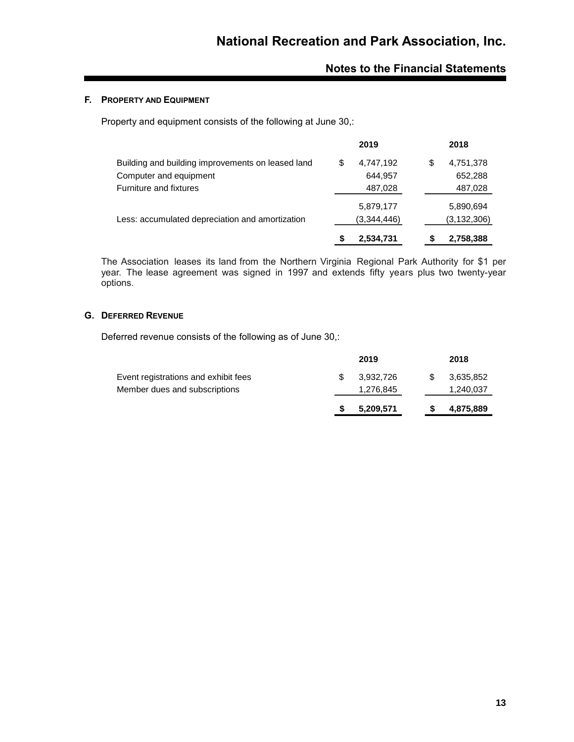### F. PROPERTY AND EQUIPMENT

Property and equipment consists of the following at June 30,:

| | 2019 | 2018 |
|---|---|---|
| Building and building improvements on leased land | $ 4,747,192 | $ 4,751,378 |
| Computer and equipment | 644,957 | 652,288 |
| Furniture and fixtures | 487,028 | 487,028 |
| | 5,879,177 | 5,890,694 |
| Less: accumulated depreciation and amortization | (3,344,446) | (3,132,306) |
| | **$ 2,534,731** | **$ 2,758,388** |

The Association leases its land from the Northern Virginia Regional Park Authority for $1 per year. The lease agreement was signed in 1997 and extends fifty years plus two twenty-year options.

### G. DEFERRED REVENUE

Deferred revenue consists of the following as of June 30,:

| | 2019 | 2018 |
|---|---|---|
| Event registrations and exhibit fees | $ 3,932,726 | $ 3,635,852 |
| Member dues and subscriptions | 1,276,845 | 1,240,037 |
| | **$ 5,209,571** | **$ 4,875,889** |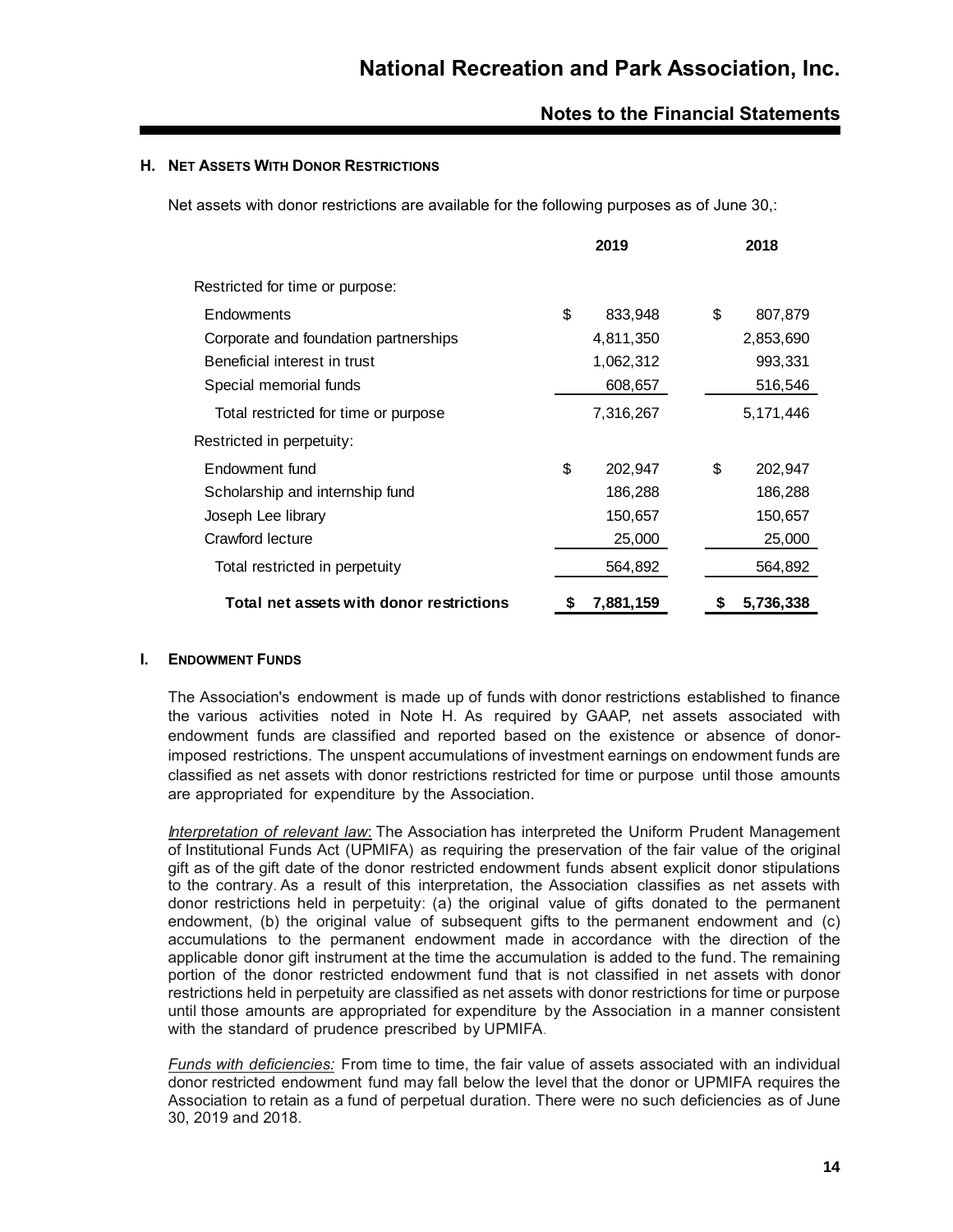### H. Net Assets With Donor Restrictions

Net assets with donor restrictions are available for the following purposes as of June 30,:

| | 2019 | 2018 |
|---|---|---|
| Restricted for time or purpose: | | |
| Endowments | $ 833,948 | $ 807,879 |
| Corporate and foundation partnerships | 4,811,350 | 2,853,690 |
| Beneficial interest in trust | 1,062,312 | 993,331 |
| Special memorial funds | 608,657 | 516,546 |
| Total restricted for time or purpose | 7,316,267 | 5,171,446 |
| Restricted in perpetuity: | | |
| Endowment fund | $ 202,947 | $ 202,947 |
| Scholarship and internship fund | 186,288 | 186,288 |
| Joseph Lee library | 150,657 | 150,657 |
| Crawford lecture | 25,000 | 25,000 |
| Total restricted in perpetuity | 564,892 | 564,892 |
| **Total net assets with donor restrictions** | **$ 7,881,159** | **$ 5,736,338** |

### I. Endowment Funds

The Association's endowment is made up of funds with donor restrictions established to finance the various activities noted in Note H. As required by GAAP, net assets associated with endowment funds are classified and reported based on the existence or absence of donor-imposed restrictions. The unspent accumulations of investment earnings on endowment funds are classified as net assets with donor restrictions restricted for time or purpose until those amounts are appropriated for expenditure by the Association.

*Interpretation of relevant law*: The Association has interpreted the Uniform Prudent Management of Institutional Funds Act (UPMIFA) as requiring the preservation of the fair value of the original gift as of the gift date of the donor restricted endowment funds absent explicit donor stipulations to the contrary. As a result of this interpretation, the Association classifies as net assets with donor restrictions held in perpetuity: (a) the original value of gifts donated to the permanent endowment, (b) the original value of subsequent gifts to the permanent endowment and (c) accumulations to the permanent endowment made in accordance with the direction of the applicable donor gift instrument at the time the accumulation is added to the fund. The remaining portion of the donor restricted endowment fund that is not classified in net assets with donor restrictions held in perpetuity are classified as net assets with donor restrictions for time or purpose until those amounts are appropriated for expenditure by the Association in a manner consistent with the standard of prudence prescribed by UPMIFA.

*Funds with deficiencies:* From time to time, the fair value of assets associated with an individual donor restricted endowment fund may fall below the level that the donor or UPMIFA requires the Association to retain as a fund of perpetual duration. There were no such deficiencies as of June 30, 2019 and 2018.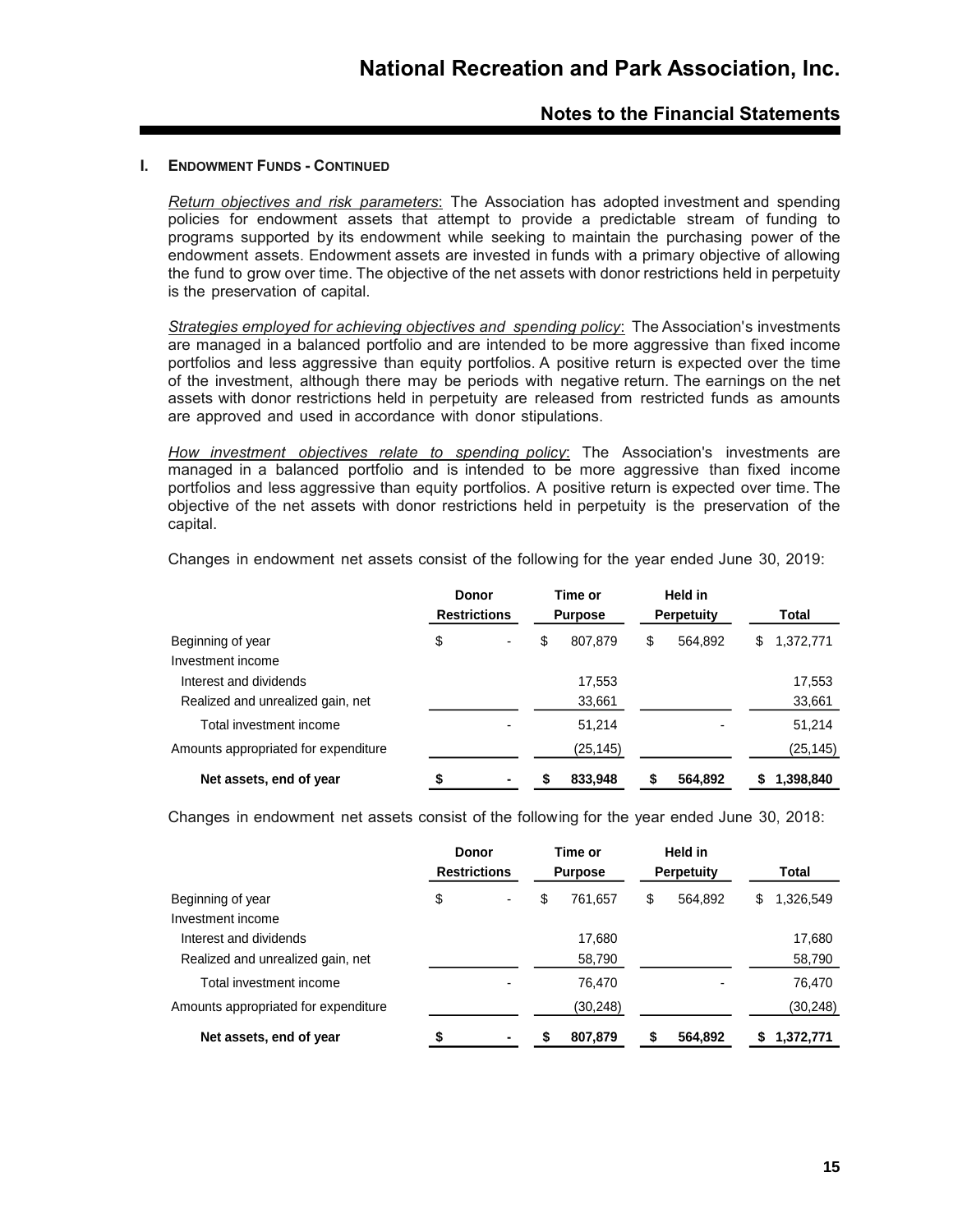### I. Endowment Funds - Continued

*Return objectives and risk parameters*: The Association has adopted investment and spending policies for endowment assets that attempt to provide a predictable stream of funding to programs supported by its endowment while seeking to maintain the purchasing power of the endowment assets. Endowment assets are invested in funds with a primary objective of allowing the fund to grow over time. The objective of the net assets with donor restrictions held in perpetuity is the preservation of capital.

*Strategies employed for achieving objectives and spending policy*: The Association's investments are managed in a balanced portfolio and are intended to be more aggressive than fixed income portfolios and less aggressive than equity portfolios. A positive return is expected over the time of the investment, although there may be periods with negative return. The earnings on the net assets with donor restrictions held in perpetuity are released from restricted funds as amounts are approved and used in accordance with donor stipulations.

*How investment objectives relate to spending policy*: The Association's investments are managed in a balanced portfolio and is intended to be more aggressive than fixed income portfolios and less aggressive than equity portfolios. A positive return is expected over time. The objective of the net assets with donor restrictions held in perpetuity is the preservation of the capital.

Changes in endowment net assets consist of the following for the year ended June 30, 2019:

| | Donor Restrictions | Time or Purpose | Held in Perpetuity | Total |
|---|---|---|---|---|
| Beginning of year | $ - | $ 807,879 | $ 564,892 | $ 1,372,771 |
| Investment income | | | | |
| Interest and dividends | | 17,553 | | 17,553 |
| Realized and unrealized gain, net | | 33,661 | | 33,661 |
| Total investment income | - | 51,214 | - | 51,214 |
| Amounts appropriated for expenditure | | (25,145) | | (25,145) |
| **Net assets, end of year** | **$ -** | **$ 833,948** | **$ 564,892** | **$ 1,398,840** |

Changes in endowment net assets consist of the following for the year ended June 30, 2018:

| | Donor Restrictions | Time or Purpose | Held in Perpetuity | Total |
|---|---|---|---|---|
| Beginning of year | $ - | $ 761,657 | $ 564,892 | $ 1,326,549 |
| Investment income | | | | |
| Interest and dividends | | 17,680 | | 17,680 |
| Realized and unrealized gain, net | | 58,790 | | 58,790 |
| Total investment income | - | 76,470 | - | 76,470 |
| Amounts appropriated for expenditure | | (30,248) | | (30,248) |
| **Net assets, end of year** | **$ -** | **$ 807,879** | **$ 564,892** | **$ 1,372,771** |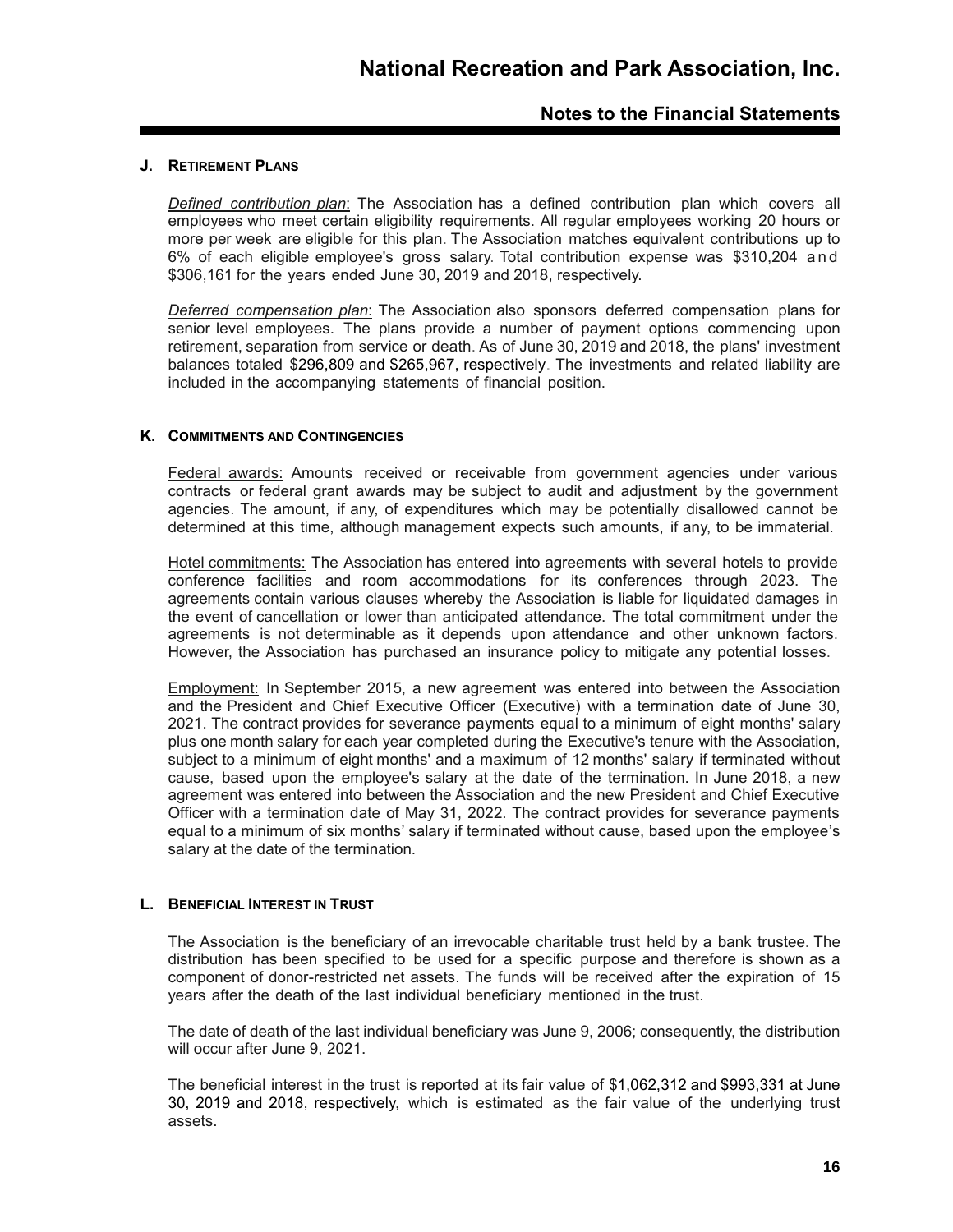### J. Retirement Plans

*Defined contribution plan*: The Association has a defined contribution plan which covers all employees who meet certain eligibility requirements. All regular employees working 20 hours or more per week are eligible for this plan. The Association matches equivalent contributions up to 6% of each eligible employee's gross salary. Total contribution expense was $310,204 and $306,161 for the years ended June 30, 2019 and 2018, respectively.

*Deferred compensation plan*: The Association also sponsors deferred compensation plans for senior level employees. The plans provide a number of payment options commencing upon retirement, separation from service or death. As of June 30, 2019 and 2018, the plans' investment balances totaled $296,809 and $265,967, respectively. The investments and related liability are included in the accompanying statements of financial position.

### K. Commitments and Contingencies

Federal awards: Amounts received or receivable from government agencies under various contracts or federal grant awards may be subject to audit and adjustment by the government agencies. The amount, if any, of expenditures which may be potentially disallowed cannot be determined at this time, although management expects such amounts, if any, to be immaterial.

Hotel commitments: The Association has entered into agreements with several hotels to provide conference facilities and room accommodations for its conferences through 2023. The agreements contain various clauses whereby the Association is liable for liquidated damages in the event of cancellation or lower than anticipated attendance. The total commitment under the agreements is not determinable as it depends upon attendance and other unknown factors. However, the Association has purchased an insurance policy to mitigate any potential losses.

Employment: In September 2015, a new agreement was entered into between the Association and the President and Chief Executive Officer (Executive) with a termination date of June 30, 2021. The contract provides for severance payments equal to a minimum of eight months' salary plus one month salary for each year completed during the Executive's tenure with the Association, subject to a minimum of eight months' and a maximum of 12 months' salary if terminated without cause, based upon the employee's salary at the date of the termination. In June 2018, a new agreement was entered into between the Association and the new President and Chief Executive Officer with a termination date of May 31, 2022. The contract provides for severance payments equal to a minimum of six months' salary if terminated without cause, based upon the employee's salary at the date of the termination.

### L. Beneficial Interest in Trust

The Association is the beneficiary of an irrevocable charitable trust held by a bank trustee. The distribution has been specified to be used for a specific purpose and therefore is shown as a component of donor-restricted net assets. The funds will be received after the expiration of 15 years after the death of the last individual beneficiary mentioned in the trust.

The date of death of the last individual beneficiary was June 9, 2006; consequently, the distribution will occur after June 9, 2021.

The beneficial interest in the trust is reported at its fair value of $1,062,312 and $993,331 at June 30, 2019 and 2018, respectively, which is estimated as the fair value of the underlying trust assets.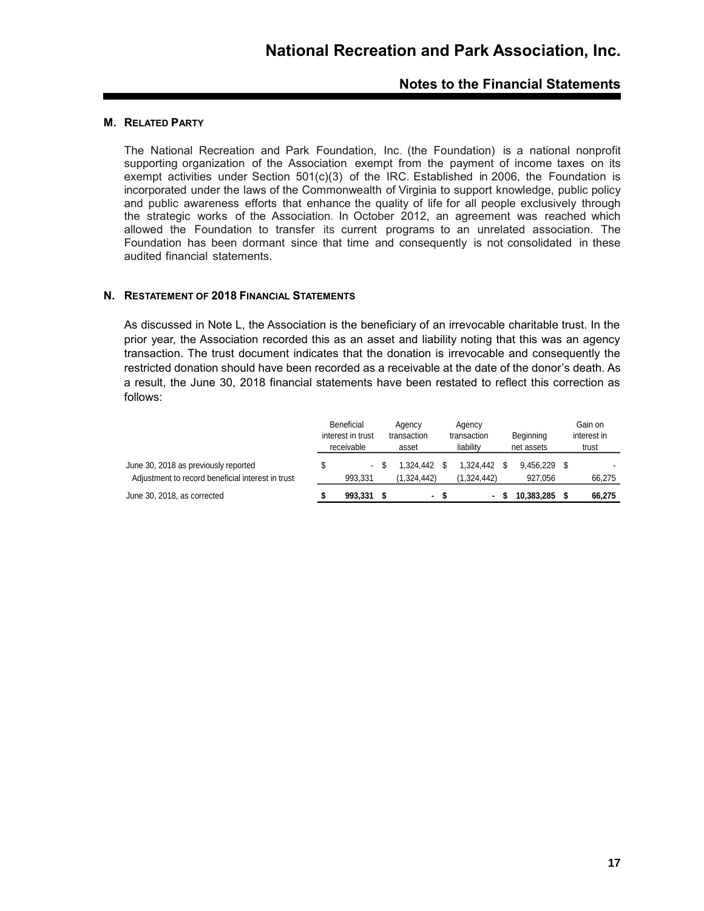## M. Related Party

The National Recreation and Park Foundation, Inc. (the Foundation) is a national nonprofit supporting organization of the Association exempt from the payment of income taxes on its exempt activities under Section 501(c)(3) of the IRC. Established in 2006, the Foundation is incorporated under the laws of the Commonwealth of Virginia to support knowledge, public policy and public awareness efforts that enhance the quality of life for all people exclusively through the strategic works of the Association. In October 2012, an agreement was reached which allowed the Foundation to transfer its current programs to an unrelated association. The Foundation has been dormant since that time and consequently is not consolidated in these audited financial statements.

## N. Restatement of 2018 Financial Statements

As discussed in Note L, the Association is the beneficiary of an irrevocable charitable trust. In the prior year, the Association recorded this as an asset and liability noting that this was an agency transaction. The trust document indicates that the donation is irrevocable and consequently the restricted donation should have been recorded as a receivable at the date of the donor's death. As a result, the June 30, 2018 financial statements have been restated to reflect this correction as follows:

| | Beneficial interest in trust receivable | Agency transaction asset | Agency transaction liability | Beginning net assets | Gain on interest in trust |
|---|---|---|---|---|---|
| June 30, 2018 as previously reported | $ - | $ 1,324,442 | $ 1,324,442 | $ 9,456,229 | $ - |
| Adjustment to record beneficial interest in trust | 993,331 | (1,324,442) | (1,324,442) | 927,056 | 66,275 |
| June 30, 2018, as corrected | **$ 993,331** | **$ -** | **$ -** | **$ 10,383,285** | **$ 66,275** |